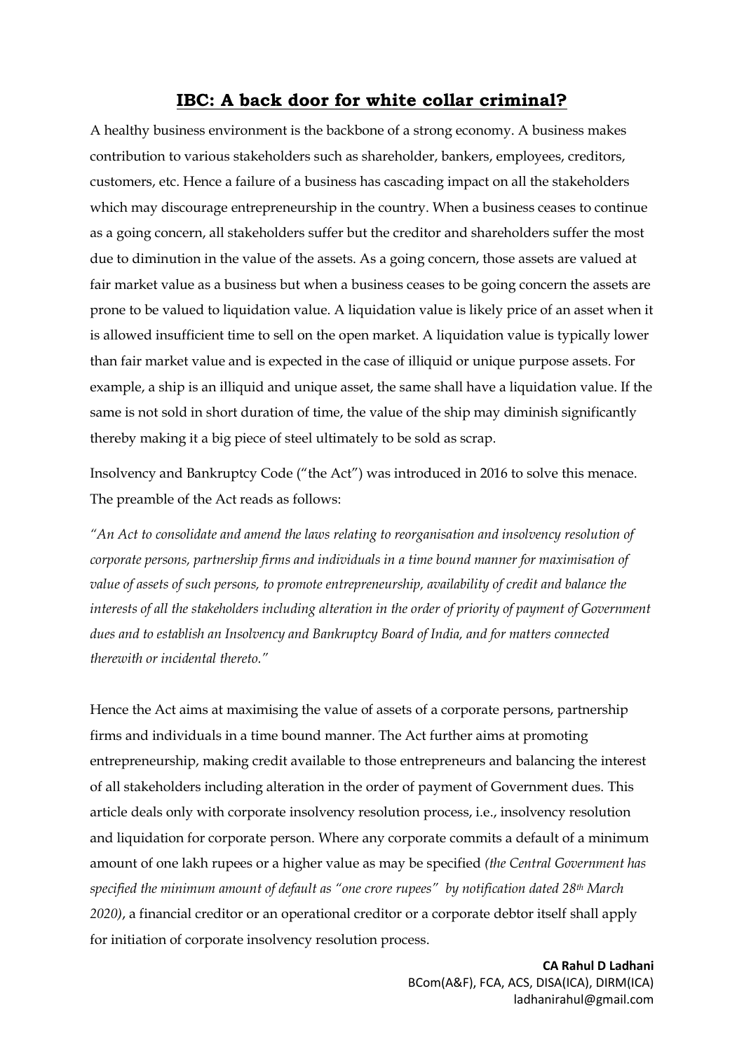# IBC: A back door for white collar criminal?

A healthy business environment is the backbone of a strong economy. A business makes contribution to various stakeholders such as shareholder, bankers, employees, creditors, customers, etc. Hence a failure of a business has cascading impact on all the stakeholders which may discourage entrepreneurship in the country. When a business ceases to continue as a going concern, all stakeholders suffer but the creditor and shareholders suffer the most due to diminution in the value of the assets. As a going concern, those assets are valued at fair market value as a business but when a business ceases to be going concern the assets are prone to be valued to liquidation value. A liquidation value is likely price of an asset when it is allowed insufficient time to sell on the open market. A liquidation value is typically lower than fair market value and is expected in the case of illiquid or unique purpose assets. For example, a ship is an illiquid and unique asset, the same shall have a liquidation value. If the same is not sold in short duration of time, the value of the ship may diminish significantly thereby making it a big piece of steel ultimately to be sold as scrap.

Insolvency and Bankruptcy Code ("the Act") was introduced in 2016 to solve this menace. The preamble of the Act reads as follows:

*"An Act to consolidate and amend the laws relating to reorganisation and insolvency resolution of corporate persons, partnership firms and individuals in a time bound manner for maximisation of value of assets of such persons, to promote entrepreneurship, availability of credit and balance the interests of all the stakeholders including alteration in the order of priority of payment of Government dues and to establish an Insolvency and Bankruptcy Board of India, and for matters connected therewith or incidental thereto."*

Hence the Act aims at maximising the value of assets of a corporate persons, partnership firms and individuals in a time bound manner. The Act further aims at promoting entrepreneurship, making credit available to those entrepreneurs and balancing the interest of all stakeholders including alteration in the order of payment of Government dues. This article deals only with corporate insolvency resolution process, i.e., insolvency resolution and liquidation for corporate person. Where any corporate commits a default of a minimum amount of one lakh rupees or a higher value as may be specified *(the Central Government has specified the minimum amount of default as "one crore rupees" by notification dated 28th March 2020)*, a financial creditor or an operational creditor or a corporate debtor itself shall apply for initiation of corporate insolvency resolution process.

**CA Rahul D Ladhani**
BCom(A&F), FCA, ACS, DISA(ICA), DIRM(ICA)
ladhanirahul@gmail.com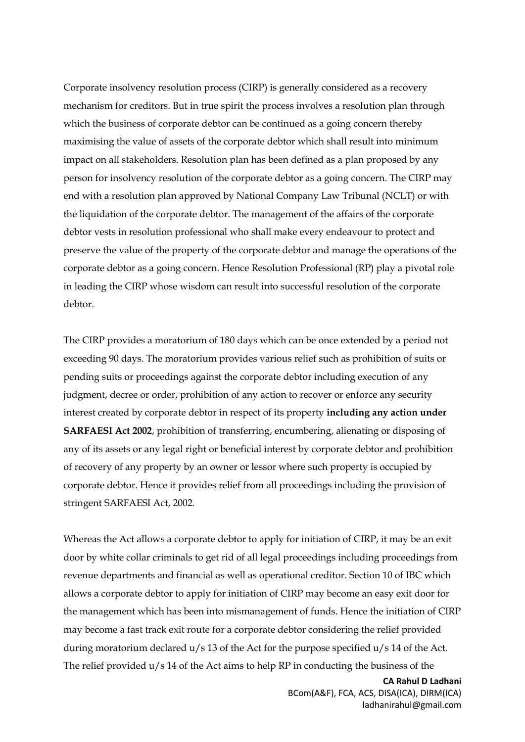Corporate insolvency resolution process (CIRP) is generally considered as a recovery mechanism for creditors. But in true spirit the process involves a resolution plan through which the business of corporate debtor can be continued as a going concern thereby maximising the value of assets of the corporate debtor which shall result into minimum impact on all stakeholders. Resolution plan has been defined as a plan proposed by any person for insolvency resolution of the corporate debtor as a going concern. The CIRP may end with a resolution plan approved by National Company Law Tribunal (NCLT) or with the liquidation of the corporate debtor. The management of the affairs of the corporate debtor vests in resolution professional who shall make every endeavour to protect and preserve the value of the property of the corporate debtor and manage the operations of the corporate debtor as a going concern. Hence Resolution Professional (RP) play a pivotal role in leading the CIRP whose wisdom can result into successful resolution of the corporate debtor.

The CIRP provides a moratorium of 180 days which can be once extended by a period not exceeding 90 days. The moratorium provides various relief such as prohibition of suits or pending suits or proceedings against the corporate debtor including execution of any judgment, decree or order, prohibition of any action to recover or enforce any security interest created by corporate debtor in respect of its property **including any action under SARFAESI Act 2002**, prohibition of transferring, encumbering, alienating or disposing of any of its assets or any legal right or beneficial interest by corporate debtor and prohibition of recovery of any property by an owner or lessor where such property is occupied by corporate debtor. Hence it provides relief from all proceedings including the provision of stringent SARFAESI Act, 2002.

Whereas the Act allows a corporate debtor to apply for initiation of CIRP, it may be an exit door by white collar criminals to get rid of all legal proceedings including proceedings from revenue departments and financial as well as operational creditor. Section 10 of IBC which allows a corporate debtor to apply for initiation of CIRP may become an easy exit door for the management which has been into mismanagement of funds. Hence the initiation of CIRP may become a fast track exit route for a corporate debtor considering the relief provided during moratorium declared u/s 13 of the Act for the purpose specified u/s 14 of the Act. The relief provided u/s 14 of the Act aims to help RP in conducting the business of the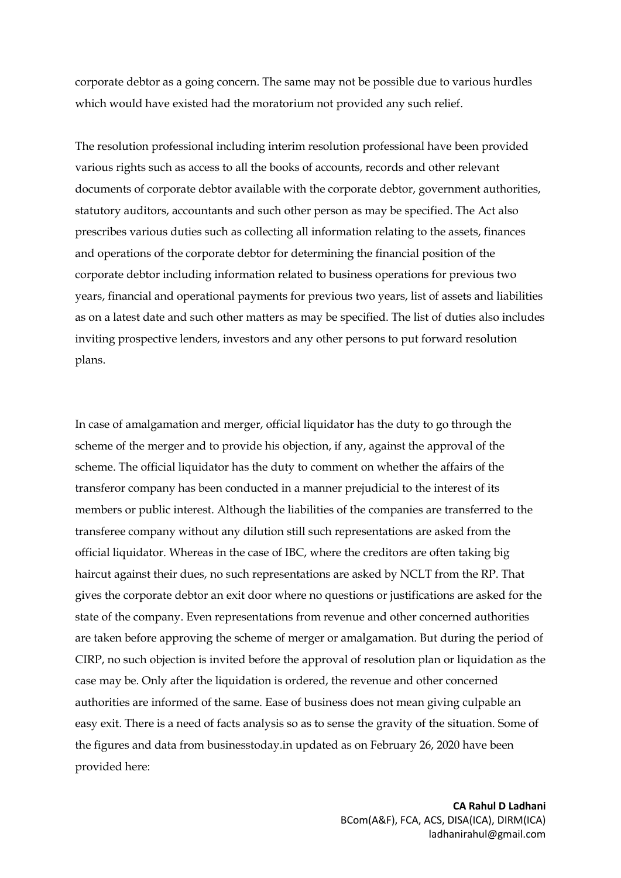corporate debtor as a going concern. The same may not be possible due to various hurdles which would have existed had the moratorium not provided any such relief.

The resolution professional including interim resolution professional have been provided various rights such as access to all the books of accounts, records and other relevant documents of corporate debtor available with the corporate debtor, government authorities, statutory auditors, accountants and such other person as may be specified. The Act also prescribes various duties such as collecting all information relating to the assets, finances and operations of the corporate debtor for determining the financial position of the corporate debtor including information related to business operations for previous two years, financial and operational payments for previous two years, list of assets and liabilities as on a latest date and such other matters as may be specified. The list of duties also includes inviting prospective lenders, investors and any other persons to put forward resolution plans.

In case of amalgamation and merger, official liquidator has the duty to go through the scheme of the merger and to provide his objection, if any, against the approval of the scheme. The official liquidator has the duty to comment on whether the affairs of the transferor company has been conducted in a manner prejudicial to the interest of its members or public interest. Although the liabilities of the companies are transferred to the transferee company without any dilution still such representations are asked from the official liquidator. Whereas in the case of IBC, where the creditors are often taking big haircut against their dues, no such representations are asked by NCLT from the RP. That gives the corporate debtor an exit door where no questions or justifications are asked for the state of the company. Even representations from revenue and other concerned authorities are taken before approving the scheme of merger or amalgamation. But during the period of CIRP, no such objection is invited before the approval of resolution plan or liquidation as the case may be. Only after the liquidation is ordered, the revenue and other concerned authorities are informed of the same. Ease of business does not mean giving culpable an easy exit. There is a need of facts analysis so as to sense the gravity of the situation. Some of the figures and data from businesstoday.in updated as on February 26, 2020 have been provided here: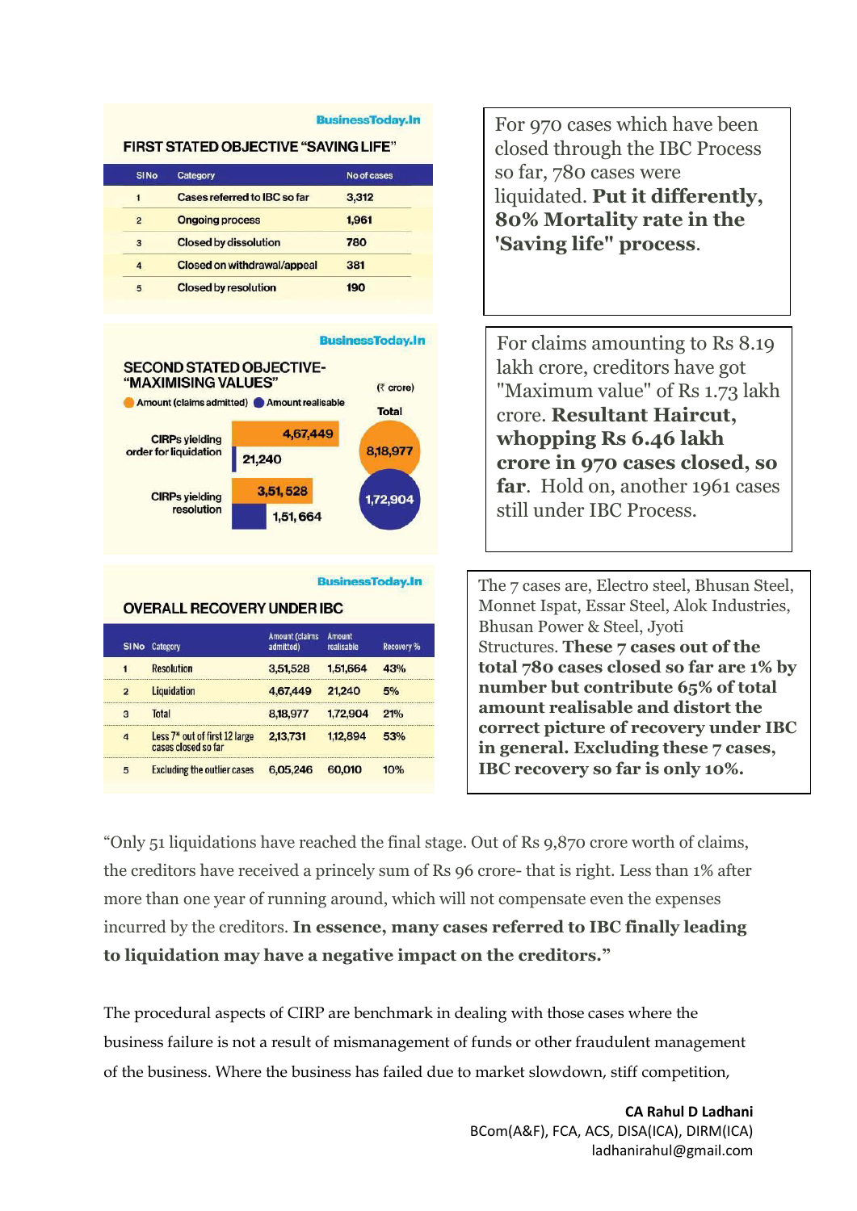BusinessToday.In

**FIRST STATED OBJECTIVE "SAVING LIFE"**

| Sl No | Category | No of cases |
|---|---|---|
| 1 | Cases referred to IBC so far | 3,312 |
| 2 | Ongoing process | 1,961 |
| 3 | Closed by dissolution | 780 |
| 4 | Closed on withdrawal/appeal | 381 |
| 5 | Closed by resolution | 190 |

For 970 cases which have been closed through the IBC Process so far, 780 cases were liquidated. **Put it differently, 80% Mortality rate in the 'Saving life" process**.

BusinessToday.In

**SECOND STATED OBJECTIVE- "MAXIMISING VALUES"**

(₹ crore)

| | Amount (claims admitted) | Amount realisable |
|---|---|---|
| CIRPs yielding order for liquidation | 4,67,449 | 21,240 |
| CIRPs yielding resolution | 3,51,528 | 1,51,664 |
| Total | 8,18,977 | 1,72,904 |

For claims amounting to Rs 8.19 lakh crore, creditors have got "Maximum value" of Rs 1.73 lakh crore. **Resultant Haircut, whopping Rs 6.46 lakh crore in 970 cases closed, so far**. Hold on, another 1961 cases still under IBC Process.

BusinessToday.In

**OVERALL RECOVERY UNDER IBC**

| Sl No | Category | Amount (claims admitted) | Amount realisable | Recovery % |
|---|---|---|---|---|
| 1 | Resolution | 3,51,528 | 1,51,664 | 43% |
| 2 | Liquidation | 4,67,449 | 21,240 | 5% |
| 3 | Total | 8,18,977 | 1,72,904 | 21% |
| 4 | Less 7* out of first 12 large cases closed so far | 2,13,731 | 1,12,894 | 53% |
| 5 | Excluding the outlier cases | 6,05,246 | 60,010 | 10% |

The 7 cases are, Electro steel, Bhusan Steel, Monnet Ispat, Essar Steel, Alok Industries, Bhusan Power & Steel, Jyoti Structures. **These 7 cases out of the total 780 cases closed so far are 1% by number but contribute 65% of total amount realisable and distort the correct picture of recovery under IBC in general. Excluding these 7 cases, IBC recovery so far is only 10%.**

"Only 51 liquidations have reached the final stage. Out of Rs 9,870 crore worth of claims, the creditors have received a princely sum of Rs 96 crore- that is right. Less than 1% after more than one year of running around, which will not compensate even the expenses incurred by the creditors. **In essence, many cases referred to IBC finally leading to liquidation may have a negative impact on the creditors."**

The procedural aspects of CIRP are benchmark in dealing with those cases where the business failure is not a result of mismanagement of funds or other fraudulent management of the business. Where the business has failed due to market slowdown, stiff competition,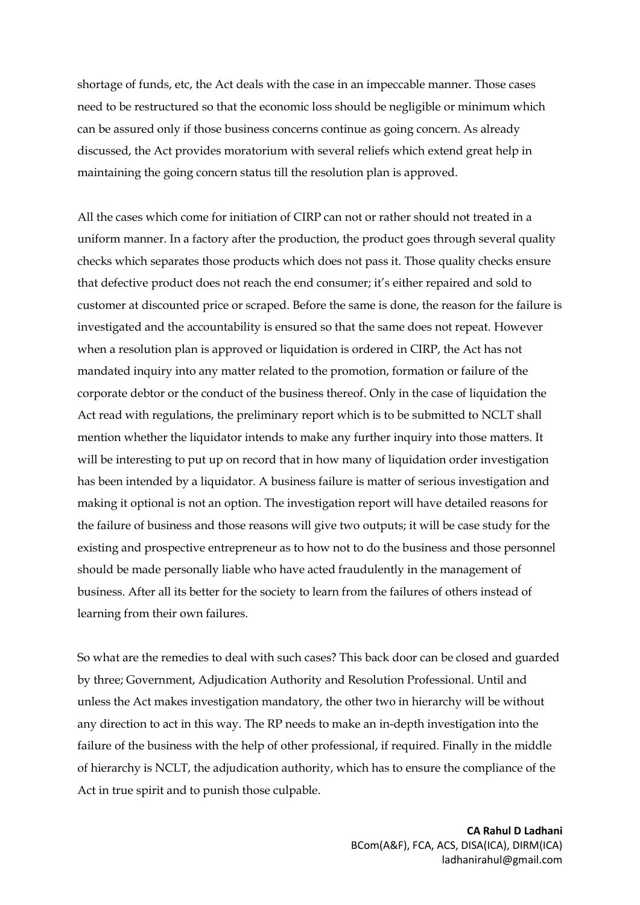shortage of funds, etc, the Act deals with the case in an impeccable manner. Those cases need to be restructured so that the economic loss should be negligible or minimum which can be assured only if those business concerns continue as going concern. As already discussed, the Act provides moratorium with several reliefs which extend great help in maintaining the going concern status till the resolution plan is approved.

All the cases which come for initiation of CIRP can not or rather should not treated in a uniform manner. In a factory after the production, the product goes through several quality checks which separates those products which does not pass it. Those quality checks ensure that defective product does not reach the end consumer; it's either repaired and sold to customer at discounted price or scraped. Before the same is done, the reason for the failure is investigated and the accountability is ensured so that the same does not repeat. However when a resolution plan is approved or liquidation is ordered in CIRP, the Act has not mandated inquiry into any matter related to the promotion, formation or failure of the corporate debtor or the conduct of the business thereof. Only in the case of liquidation the Act read with regulations, the preliminary report which is to be submitted to NCLT shall mention whether the liquidator intends to make any further inquiry into those matters. It will be interesting to put up on record that in how many of liquidation order investigation has been intended by a liquidator. A business failure is matter of serious investigation and making it optional is not an option. The investigation report will have detailed reasons for the failure of business and those reasons will give two outputs; it will be case study for the existing and prospective entrepreneur as to how not to do the business and those personnel should be made personally liable who have acted fraudulently in the management of business. After all its better for the society to learn from the failures of others instead of learning from their own failures.

So what are the remedies to deal with such cases? This back door can be closed and guarded by three; Government, Adjudication Authority and Resolution Professional. Until and unless the Act makes investigation mandatory, the other two in hierarchy will be without any direction to act in this way. The RP needs to make an in-depth investigation into the failure of the business with the help of other professional, if required. Finally in the middle of hierarchy is NCLT, the adjudication authority, which has to ensure the compliance of the Act in true spirit and to punish those culpable.

**CA Rahul D Ladhani**
BCom(A&F), FCA, ACS, DISA(ICA), DIRM(ICA)
ladhanirahul@gmail.com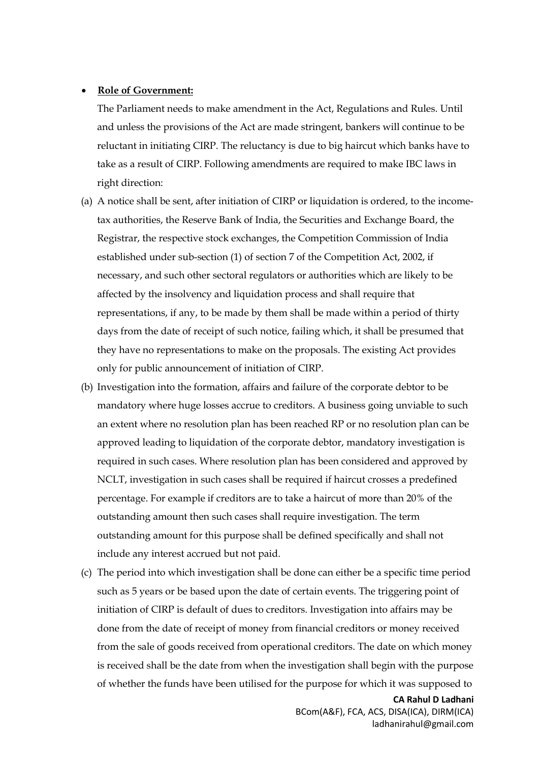- **Role of Government:**

  The Parliament needs to make amendment in the Act, Regulations and Rules. Until and unless the provisions of the Act are made stringent, bankers will continue to be reluctant in initiating CIRP. The reluctancy is due to big haircut which banks have to take as a result of CIRP. Following amendments are required to make IBC laws in right direction:

(a) A notice shall be sent, after initiation of CIRP or liquidation is ordered, to the income-tax authorities, the Reserve Bank of India, the Securities and Exchange Board, the Registrar, the respective stock exchanges, the Competition Commission of India established under sub-section (1) of section 7 of the Competition Act, 2002, if necessary, and such other sectoral regulators or authorities which are likely to be affected by the insolvency and liquidation process and shall require that representations, if any, to be made by them shall be made within a period of thirty days from the date of receipt of such notice, failing which, it shall be presumed that they have no representations to make on the proposals. The existing Act provides only for public announcement of initiation of CIRP.

(b) Investigation into the formation, affairs and failure of the corporate debtor to be mandatory where huge losses accrue to creditors. A business going unviable to such an extent where no resolution plan has been reached RP or no resolution plan can be approved leading to liquidation of the corporate debtor, mandatory investigation is required in such cases. Where resolution plan has been considered and approved by NCLT, investigation in such cases shall be required if haircut crosses a predefined percentage. For example if creditors are to take a haircut of more than 20% of the outstanding amount then such cases shall require investigation. The term outstanding amount for this purpose shall be defined specifically and shall not include any interest accrued but not paid.

(c) The period into which investigation shall be done can either be a specific time period such as 5 years or be based upon the date of certain events. The triggering point of initiation of CIRP is default of dues to creditors. Investigation into affairs may be done from the date of receipt of money from financial creditors or money received from the sale of goods received from operational creditors. The date on which money is received shall be the date from when the investigation shall begin with the purpose of whether the funds have been utilised for the purpose for which it was supposed to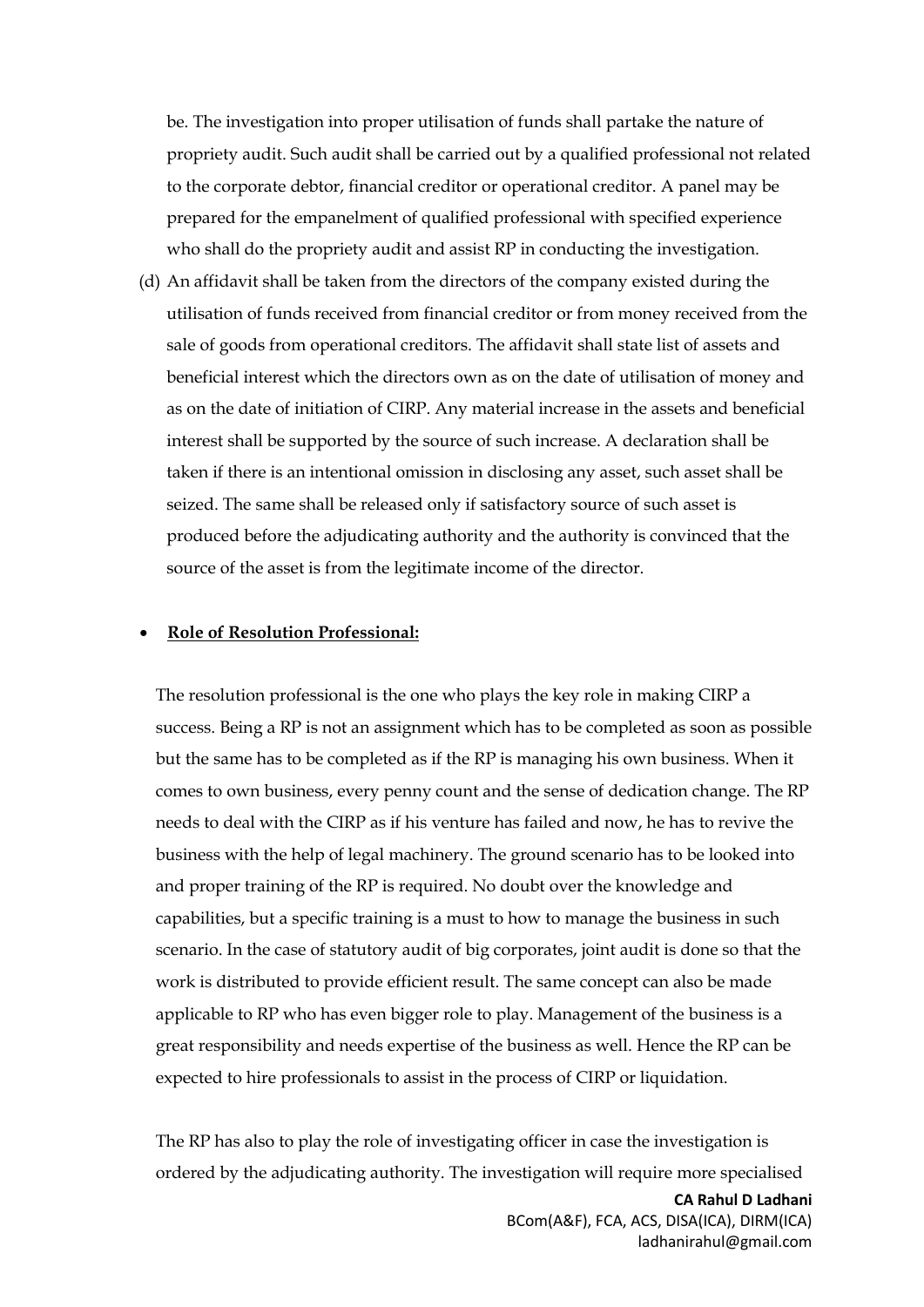be. The investigation into proper utilisation of funds shall partake the nature of propriety audit. Such audit shall be carried out by a qualified professional not related to the corporate debtor, financial creditor or operational creditor. A panel may be prepared for the empanelment of qualified professional with specified experience who shall do the propriety audit and assist RP in conducting the investigation.

(d) An affidavit shall be taken from the directors of the company existed during the utilisation of funds received from financial creditor or from money received from the sale of goods from operational creditors. The affidavit shall state list of assets and beneficial interest which the directors own as on the date of utilisation of money and as on the date of initiation of CIRP. Any material increase in the assets and beneficial interest shall be supported by the source of such increase. A declaration shall be taken if there is an intentional omission in disclosing any asset, such asset shall be seized. The same shall be released only if satisfactory source of such asset is produced before the adjudicating authority and the authority is convinced that the source of the asset is from the legitimate income of the director.

- **<u>Role of Resolution Professional:</u>**

The resolution professional is the one who plays the key role in making CIRP a success. Being a RP is not an assignment which has to be completed as soon as possible but the same has to be completed as if the RP is managing his own business. When it comes to own business, every penny count and the sense of dedication change. The RP needs to deal with the CIRP as if his venture has failed and now, he has to revive the business with the help of legal machinery. The ground scenario has to be looked into and proper training of the RP is required. No doubt over the knowledge and capabilities, but a specific training is a must to how to manage the business in such scenario. In the case of statutory audit of big corporates, joint audit is done so that the work is distributed to provide efficient result. The same concept can also be made applicable to RP who has even bigger role to play. Management of the business is a great responsibility and needs expertise of the business as well. Hence the RP can be expected to hire professionals to assist in the process of CIRP or liquidation.

The RP has also to play the role of investigating officer in case the investigation is ordered by the adjudicating authority. The investigation will require more specialised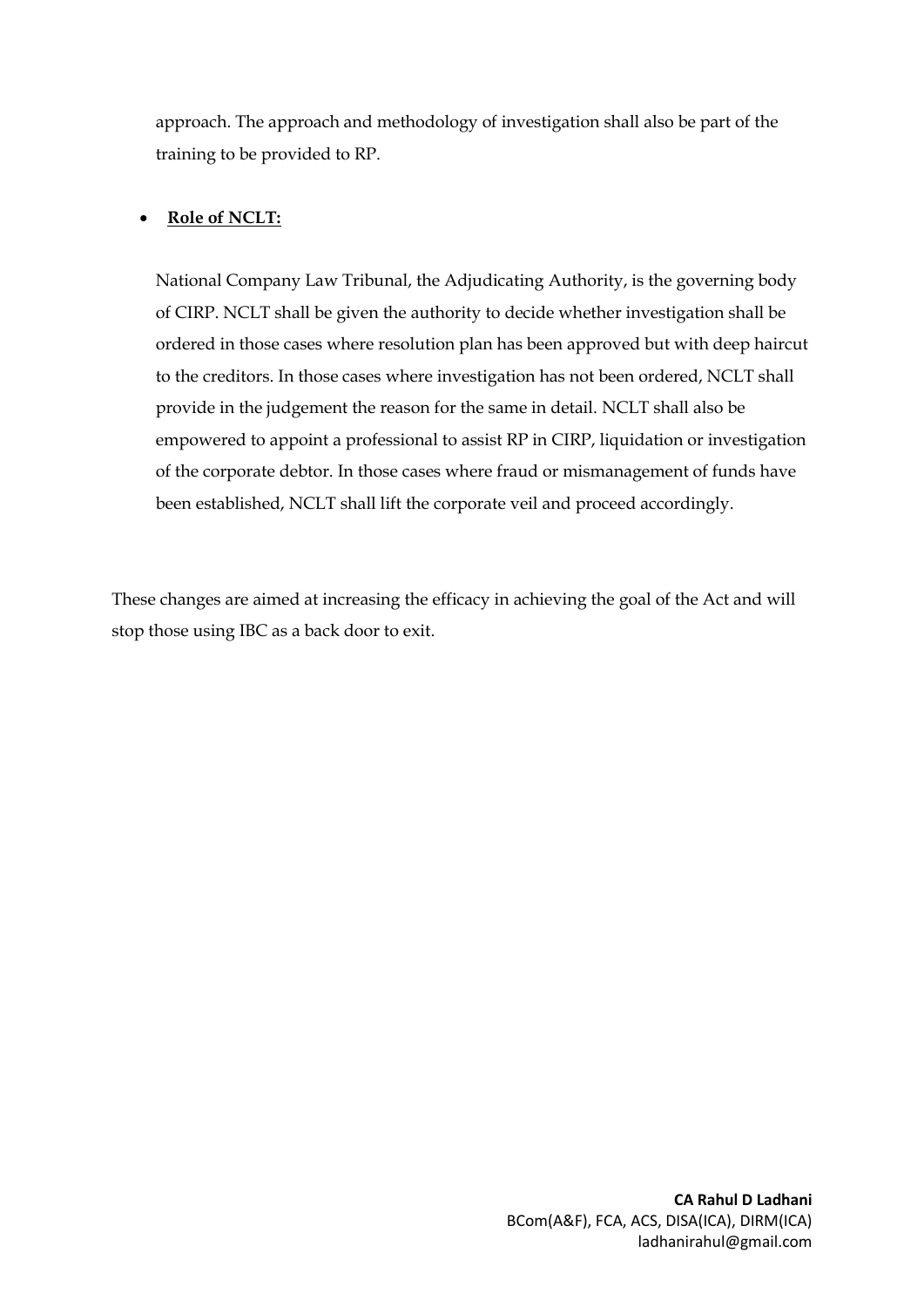approach. The approach and methodology of investigation shall also be part of the training to be provided to RP.

- **Role of NCLT:**

  National Company Law Tribunal, the Adjudicating Authority, is the governing body of CIRP. NCLT shall be given the authority to decide whether investigation shall be ordered in those cases where resolution plan has been approved but with deep haircut to the creditors. In those cases where investigation has not been ordered, NCLT shall provide in the judgement the reason for the same in detail. NCLT shall also be empowered to appoint a professional to assist RP in CIRP, liquidation or investigation of the corporate debtor. In those cases where fraud or mismanagement of funds have been established, NCLT shall lift the corporate veil and proceed accordingly.

These changes are aimed at increasing the efficacy in achieving the goal of the Act and will stop those using IBC as a back door to exit.

**CA Rahul D Ladhani**
BCom(A&F), FCA, ACS, DISA(ICA), DIRM(ICA)
ladhanirahul@gmail.com